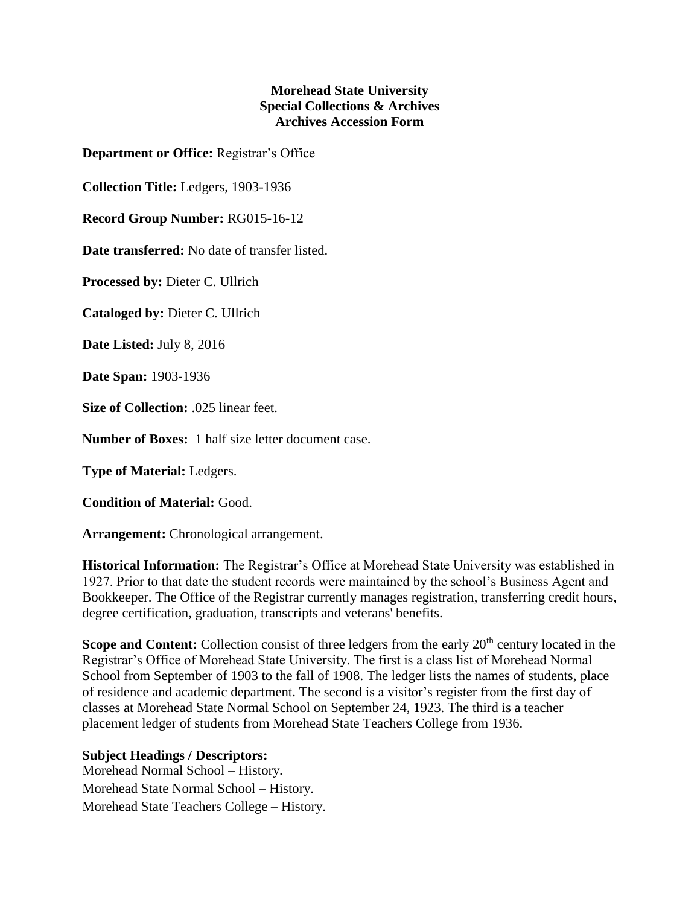**Morehead State University**
**Special Collections & Archives**
**Archives Accession Form**

**Department or Office:** Registrar's Office

**Collection Title:** Ledgers, 1903-1936

**Record Group Number:** RG015-16-12

**Date transferred:** No date of transfer listed.

**Processed by:** Dieter C. Ullrich

**Cataloged by:** Dieter C. Ullrich

**Date Listed:** July 8, 2016

**Date Span:** 1903-1936

**Size of Collection:** .025 linear feet.

**Number of Boxes:** 1 half size letter document case.

**Type of Material:** Ledgers.

**Condition of Material:** Good.

**Arrangement:** Chronological arrangement.

**Historical Information:** The Registrar's Office at Morehead State University was established in 1927. Prior to that date the student records were maintained by the school's Business Agent and Bookkeeper. The Office of the Registrar currently manages registration, transferring credit hours, degree certification, graduation, transcripts and veterans' benefits.

**Scope and Content:** Collection consist of three ledgers from the early 20th century located in the Registrar's Office of Morehead State University. The first is a class list of Morehead Normal School from September of 1903 to the fall of 1908. The ledger lists the names of students, place of residence and academic department. The second is a visitor's register from the first day of classes at Morehead State Normal School on September 24, 1923. The third is a teacher placement ledger of students from Morehead State Teachers College from 1936.

**Subject Headings / Descriptors:**

Morehead Normal School – History.
Morehead State Normal School – History.
Morehead State Teachers College – History.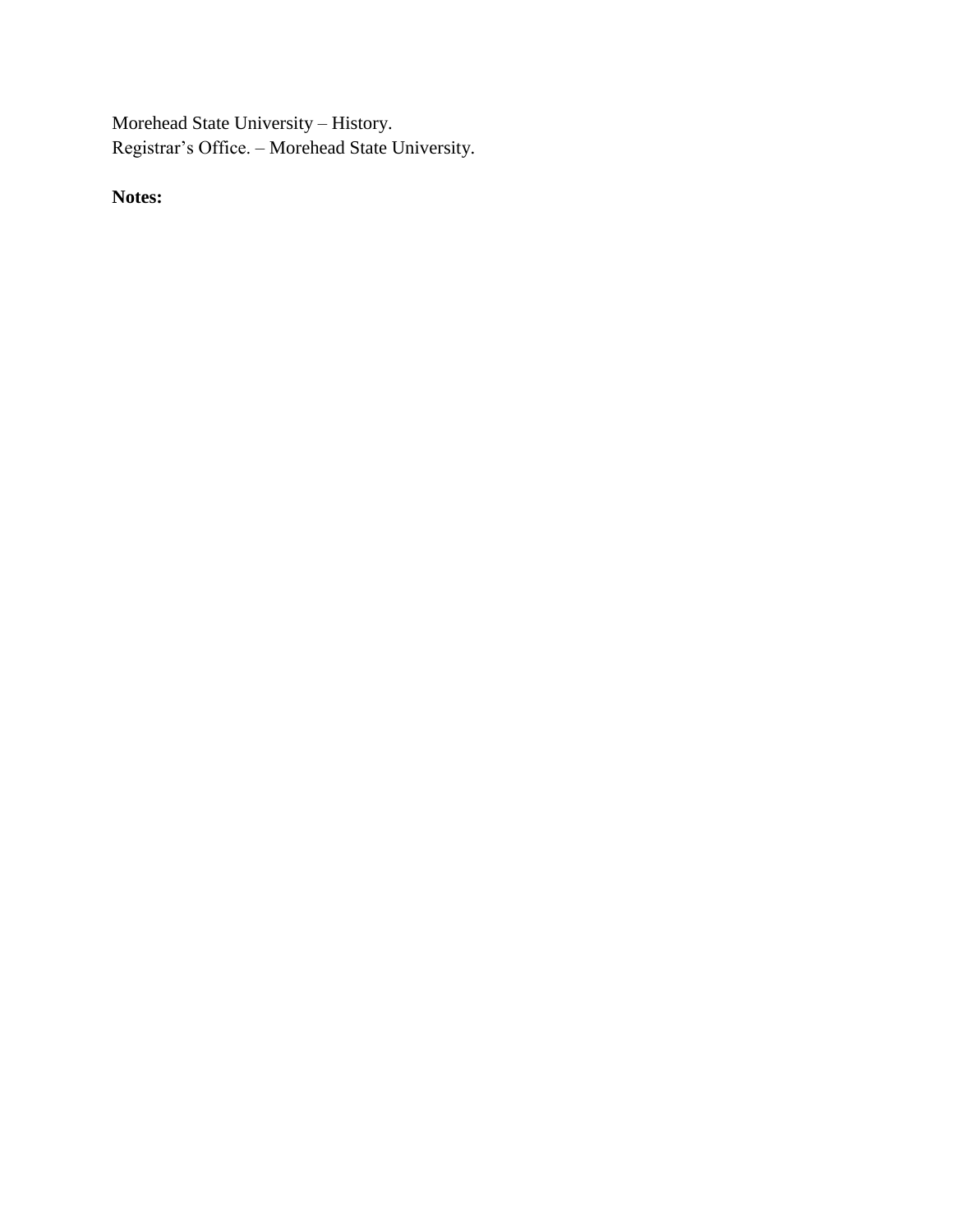Morehead State University – History.
Registrar's Office. – Morehead State University.

**Notes:**